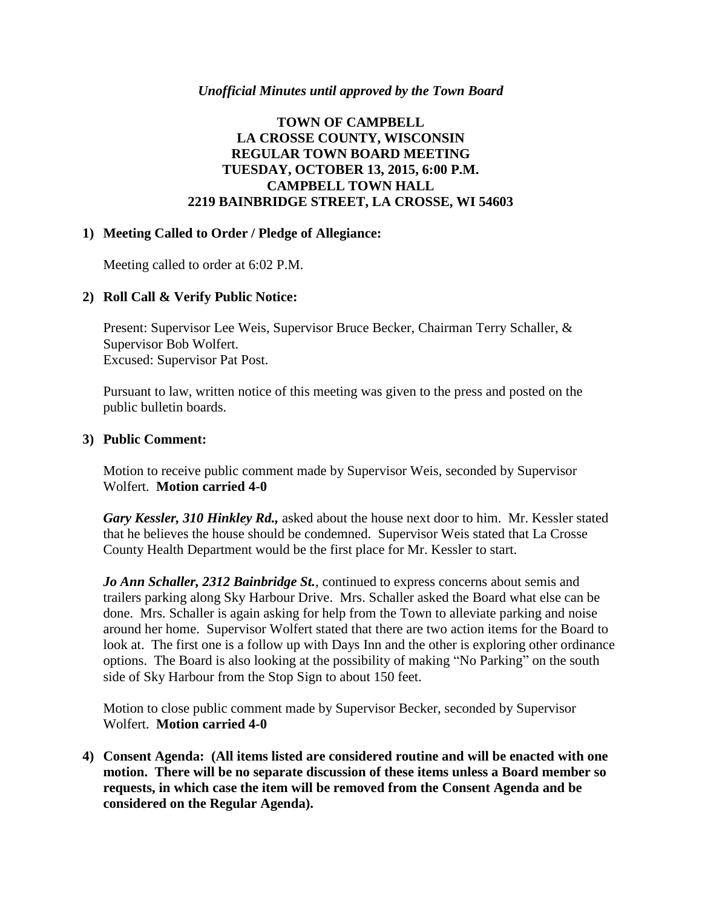*Unofficial Minutes until approved by the Town Board*

# TOWN OF CAMPBELL
# LA CROSSE COUNTY, WISCONSIN
# REGULAR TOWN BOARD MEETING
# TUESDAY, OCTOBER 13, 2015, 6:00 P.M.
# CAMPBELL TOWN HALL
# 2219 BAINBRIDGE STREET, LA CROSSE, WI 54603

## 1) Meeting Called to Order / Pledge of Allegiance:

Meeting called to order at 6:02 P.M.

## 2) Roll Call & Verify Public Notice:

Present: Supervisor Lee Weis, Supervisor Bruce Becker, Chairman Terry Schaller, & Supervisor Bob Wolfert.
Excused: Supervisor Pat Post.

Pursuant to law, written notice of this meeting was given to the press and posted on the public bulletin boards.

## 3) Public Comment:

Motion to receive public comment made by Supervisor Weis, seconded by Supervisor Wolfert. **Motion carried 4-0**

***Gary Kessler, 310 Hinkley Rd.,*** asked about the house next door to him. Mr. Kessler stated that he believes the house should be condemned. Supervisor Weis stated that La Crosse County Health Department would be the first place for Mr. Kessler to start.

***Jo Ann Schaller, 2312 Bainbridge St.***, continued to express concerns about semis and trailers parking along Sky Harbour Drive. Mrs. Schaller asked the Board what else can be done. Mrs. Schaller is again asking for help from the Town to alleviate parking and noise around her home. Supervisor Wolfert stated that there are two action items for the Board to look at. The first one is a follow up with Days Inn and the other is exploring other ordinance options. The Board is also looking at the possibility of making "No Parking" on the south side of Sky Harbour from the Stop Sign to about 150 feet.

Motion to close public comment made by Supervisor Becker, seconded by Supervisor Wolfert. **Motion carried 4-0**

## 4) Consent Agenda: (All items listed are considered routine and will be enacted with one motion. There will be no separate discussion of these items unless a Board member so requests, in which case the item will be removed from the Consent Agenda and be considered on the Regular Agenda).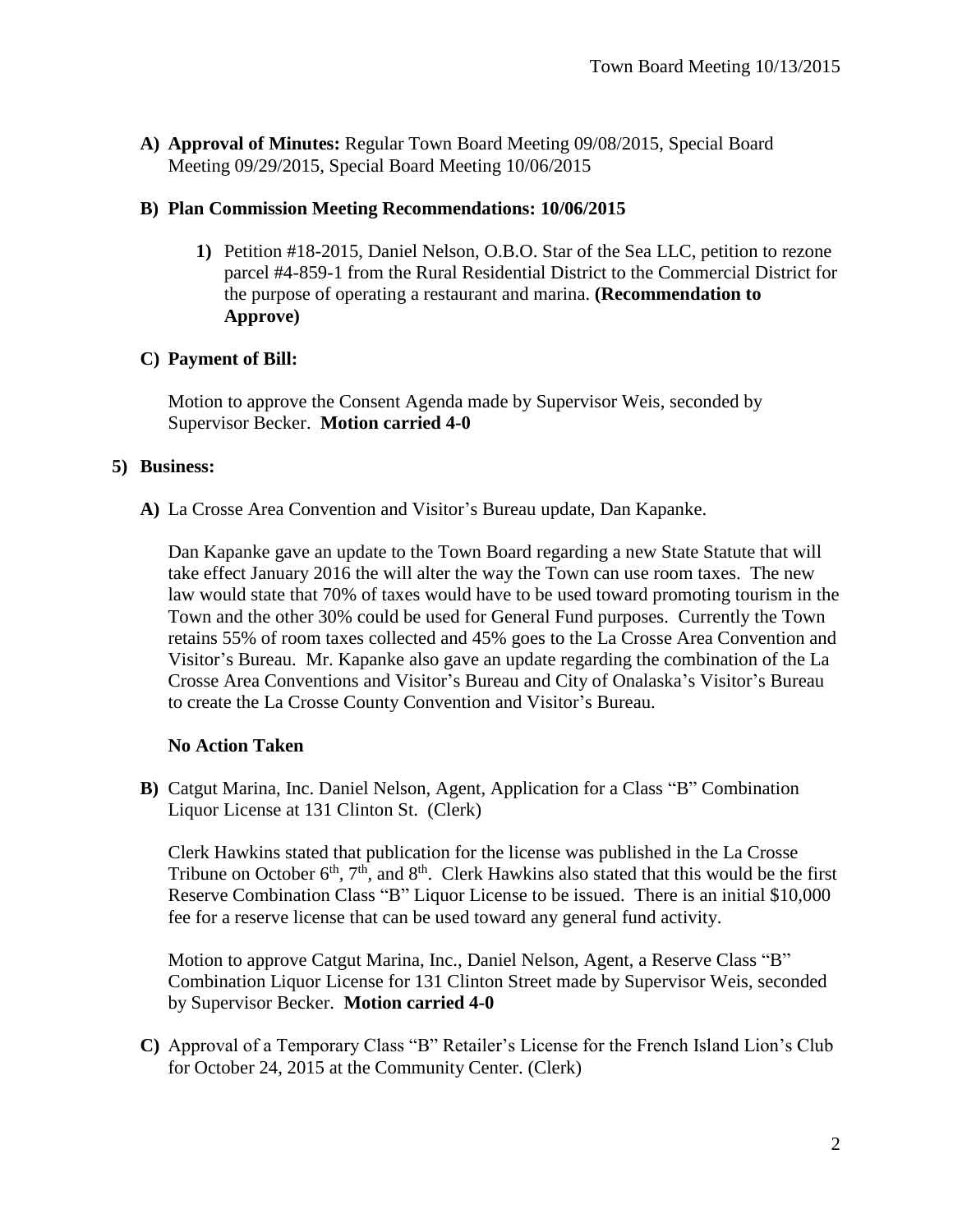**A) Approval of Minutes:** Regular Town Board Meeting 09/08/2015, Special Board Meeting 09/29/2015, Special Board Meeting 10/06/2015

**B) Plan Commission Meeting Recommendations: 10/06/2015**

> **1)** Petition #18-2015, Daniel Nelson, O.B.O. Star of the Sea LLC, petition to rezone parcel #4-859-1 from the Rural Residential District to the Commercial District for the purpose of operating a restaurant and marina. **(Recommendation to Approve)**

**C) Payment of Bill:**

Motion to approve the Consent Agenda made by Supervisor Weis, seconded by Supervisor Becker. **Motion carried 4-0**

**5) Business:**

**A)** La Crosse Area Convention and Visitor's Bureau update, Dan Kapanke.

Dan Kapanke gave an update to the Town Board regarding a new State Statute that will take effect January 2016 the will alter the way the Town can use room taxes. The new law would state that 70% of taxes would have to be used toward promoting tourism in the Town and the other 30% could be used for General Fund purposes. Currently the Town retains 55% of room taxes collected and 45% goes to the La Crosse Area Convention and Visitor's Bureau. Mr. Kapanke also gave an update regarding the combination of the La Crosse Area Conventions and Visitor's Bureau and City of Onalaska's Visitor's Bureau to create the La Crosse County Convention and Visitor's Bureau.

**No Action Taken**

**B)** Catgut Marina, Inc. Daniel Nelson, Agent, Application for a Class "B" Combination Liquor License at 131 Clinton St. (Clerk)

Clerk Hawkins stated that publication for the license was published in the La Crosse Tribune on October 6th, 7th, and 8th. Clerk Hawkins also stated that this would be the first Reserve Combination Class "B" Liquor License to be issued. There is an initial $10,000 fee for a reserve license that can be used toward any general fund activity.

Motion to approve Catgut Marina, Inc., Daniel Nelson, Agent, a Reserve Class "B" Combination Liquor License for 131 Clinton Street made by Supervisor Weis, seconded by Supervisor Becker. **Motion carried 4-0**

**C)** Approval of a Temporary Class "B" Retailer's License for the French Island Lion's Club for October 24, 2015 at the Community Center. (Clerk)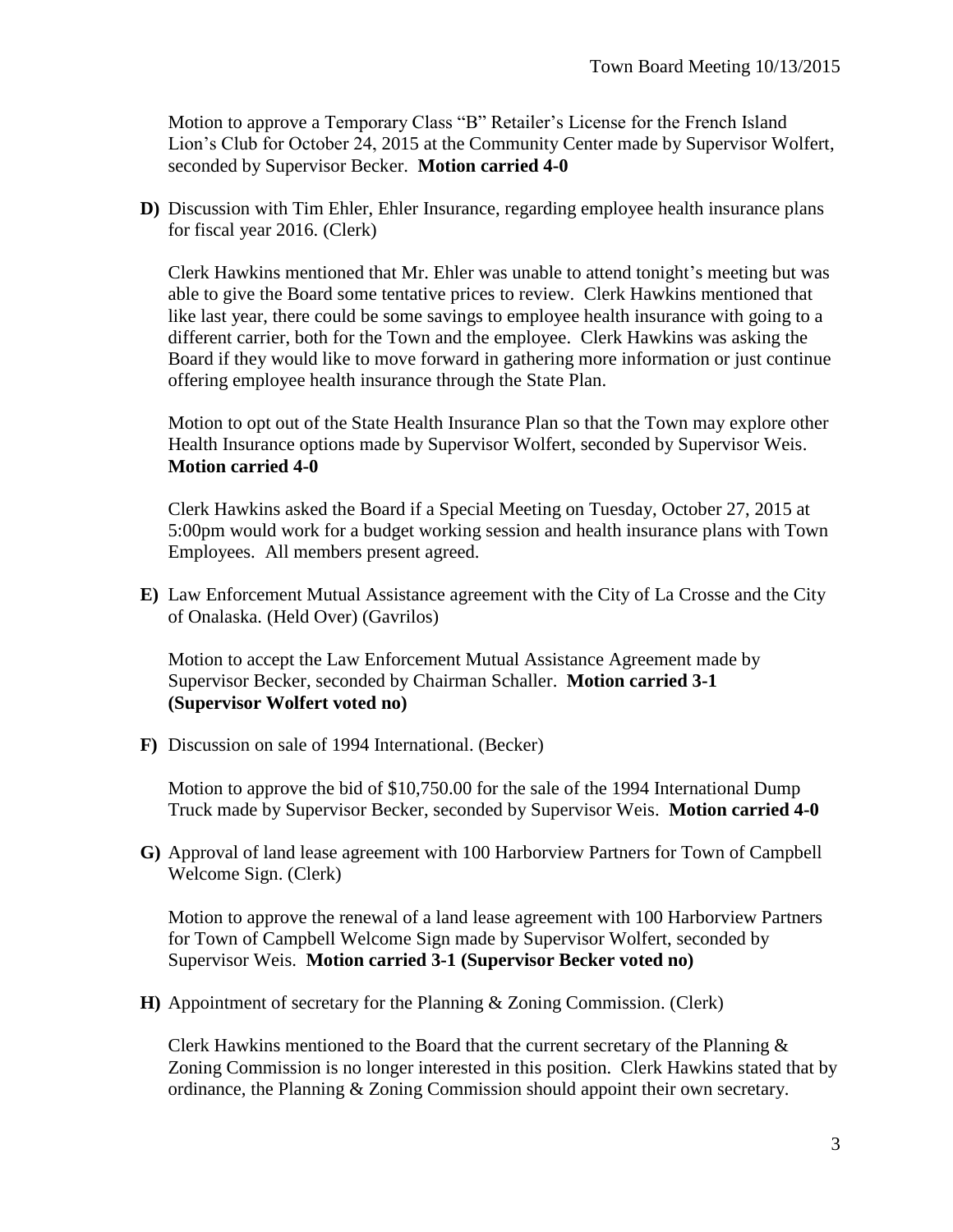Motion to approve a Temporary Class "B" Retailer's License for the French Island Lion's Club for October 24, 2015 at the Community Center made by Supervisor Wolfert, seconded by Supervisor Becker. **Motion carried 4-0**

**D)** Discussion with Tim Ehler, Ehler Insurance, regarding employee health insurance plans for fiscal year 2016. (Clerk)

Clerk Hawkins mentioned that Mr. Ehler was unable to attend tonight's meeting but was able to give the Board some tentative prices to review. Clerk Hawkins mentioned that like last year, there could be some savings to employee health insurance with going to a different carrier, both for the Town and the employee. Clerk Hawkins was asking the Board if they would like to move forward in gathering more information or just continue offering employee health insurance through the State Plan.

Motion to opt out of the State Health Insurance Plan so that the Town may explore other Health Insurance options made by Supervisor Wolfert, seconded by Supervisor Weis. **Motion carried 4-0**

Clerk Hawkins asked the Board if a Special Meeting on Tuesday, October 27, 2015 at 5:00pm would work for a budget working session and health insurance plans with Town Employees. All members present agreed.

**E)** Law Enforcement Mutual Assistance agreement with the City of La Crosse and the City of Onalaska. (Held Over) (Gavrilos)

Motion to accept the Law Enforcement Mutual Assistance Agreement made by Supervisor Becker, seconded by Chairman Schaller. **Motion carried 3-1 (Supervisor Wolfert voted no)**

**F)** Discussion on sale of 1994 International. (Becker)

Motion to approve the bid of $10,750.00 for the sale of the 1994 International Dump Truck made by Supervisor Becker, seconded by Supervisor Weis. **Motion carried 4-0**

**G)** Approval of land lease agreement with 100 Harborview Partners for Town of Campbell Welcome Sign. (Clerk)

Motion to approve the renewal of a land lease agreement with 100 Harborview Partners for Town of Campbell Welcome Sign made by Supervisor Wolfert, seconded by Supervisor Weis. **Motion carried 3-1 (Supervisor Becker voted no)**

**H)** Appointment of secretary for the Planning & Zoning Commission. (Clerk)

Clerk Hawkins mentioned to the Board that the current secretary of the Planning & Zoning Commission is no longer interested in this position. Clerk Hawkins stated that by ordinance, the Planning & Zoning Commission should appoint their own secretary.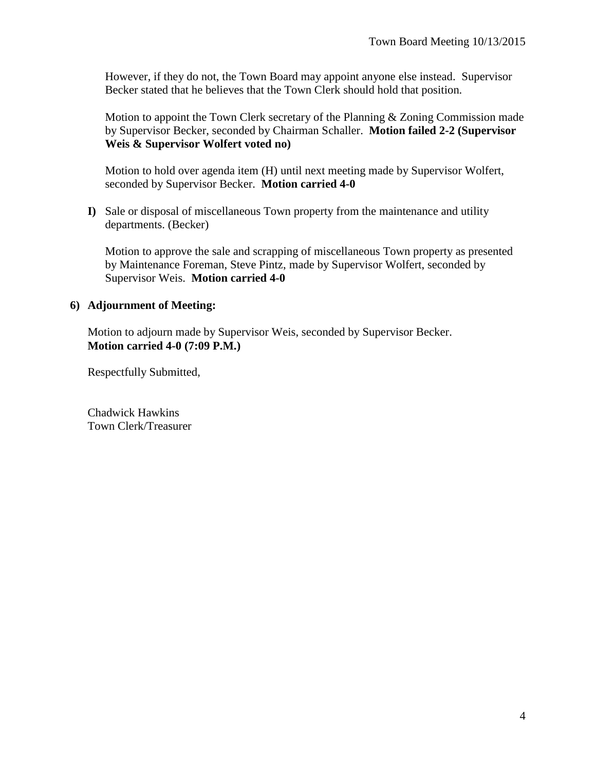However, if they do not, the Town Board may appoint anyone else instead. Supervisor Becker stated that he believes that the Town Clerk should hold that position.

Motion to appoint the Town Clerk secretary of the Planning & Zoning Commission made by Supervisor Becker, seconded by Chairman Schaller. **Motion failed 2-2 (Supervisor Weis & Supervisor Wolfert voted no)**

Motion to hold over agenda item (H) until next meeting made by Supervisor Wolfert, seconded by Supervisor Becker. **Motion carried 4-0**

**I)** Sale or disposal of miscellaneous Town property from the maintenance and utility departments. (Becker)

Motion to approve the sale and scrapping of miscellaneous Town property as presented by Maintenance Foreman, Steve Pintz, made by Supervisor Wolfert, seconded by Supervisor Weis. **Motion carried 4-0**

**6) Adjournment of Meeting:**

Motion to adjourn made by Supervisor Weis, seconded by Supervisor Becker.
**Motion carried 4-0 (7:09 P.M.)**

Respectfully Submitted,

Chadwick Hawkins
Town Clerk/Treasurer